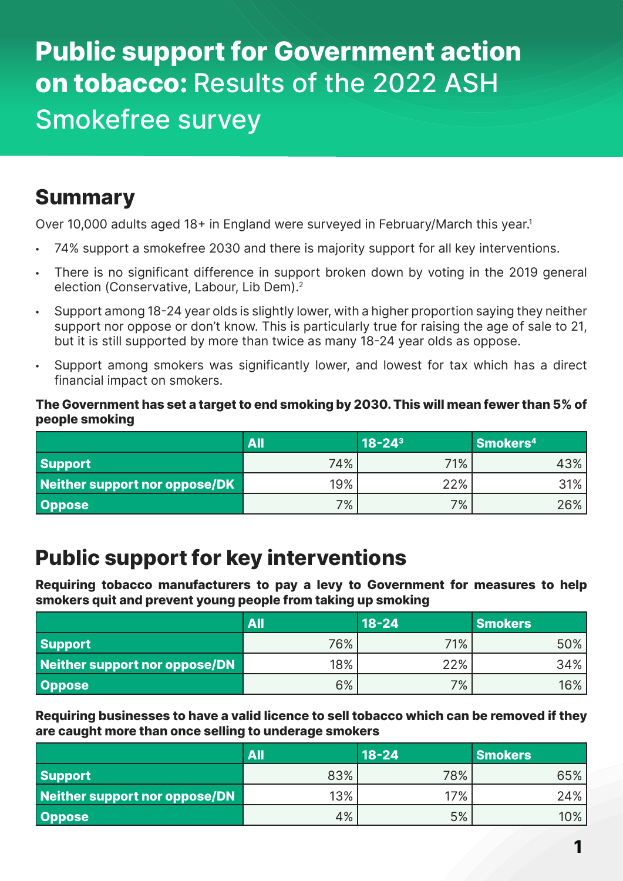# **Public support for Government action on tobacco:** Results of the 2022 ASH Smokefree survey

## Summary

Over 10,000 adults aged 18+ in England were surveyed in February/March this year.[1]

- 74% support a smokefree 2030 and there is majority support for all key interventions.
- There is no significant difference in support broken down by voting in the 2019 general election (Conservative, Labour, Lib Dem).[2]
- Support among 18-24 year olds is slightly lower, with a higher proportion saying they neither support nor oppose or don't know. This is particularly true for raising the age of sale to 21, but it is still supported by more than twice as many 18-24 year olds as oppose.
- Support among smokers was significantly lower, and lowest for tax which has a direct financial impact on smokers.

**The Government has set a target to end smoking by 2030. This will mean fewer than 5% of people smoking**

| | All | 18-24[3] | Smokers[4] |
|---|---|---|---|
| **Support** | 74% | 71% | 43% |
| **Neither support nor oppose/DK** | 19% | 22% | 31% |
| **Oppose** | 7% | 7% | 26% |

## Public support for key interventions

**Requiring tobacco manufacturers to pay a levy to Government for measures to help smokers quit and prevent young people from taking up smoking**

| | All | 18-24 | Smokers |
|---|---|---|---|
| **Support** | 76% | 71% | 50% |
| **Neither support nor oppose/DN** | 18% | 22% | 34% |
| **Oppose** | 6% | 7% | 16% |

**Requiring businesses to have a valid licence to sell tobacco which can be removed if they are caught more than once selling to underage smokers**

| | All | 18-24 | Smokers |
|---|---|---|---|
| **Support** | 83% | 78% | 65% |
| **Neither support nor oppose/DN** | 13% | 17% | 24% |
| **Oppose** | 4% | 5% | 10% |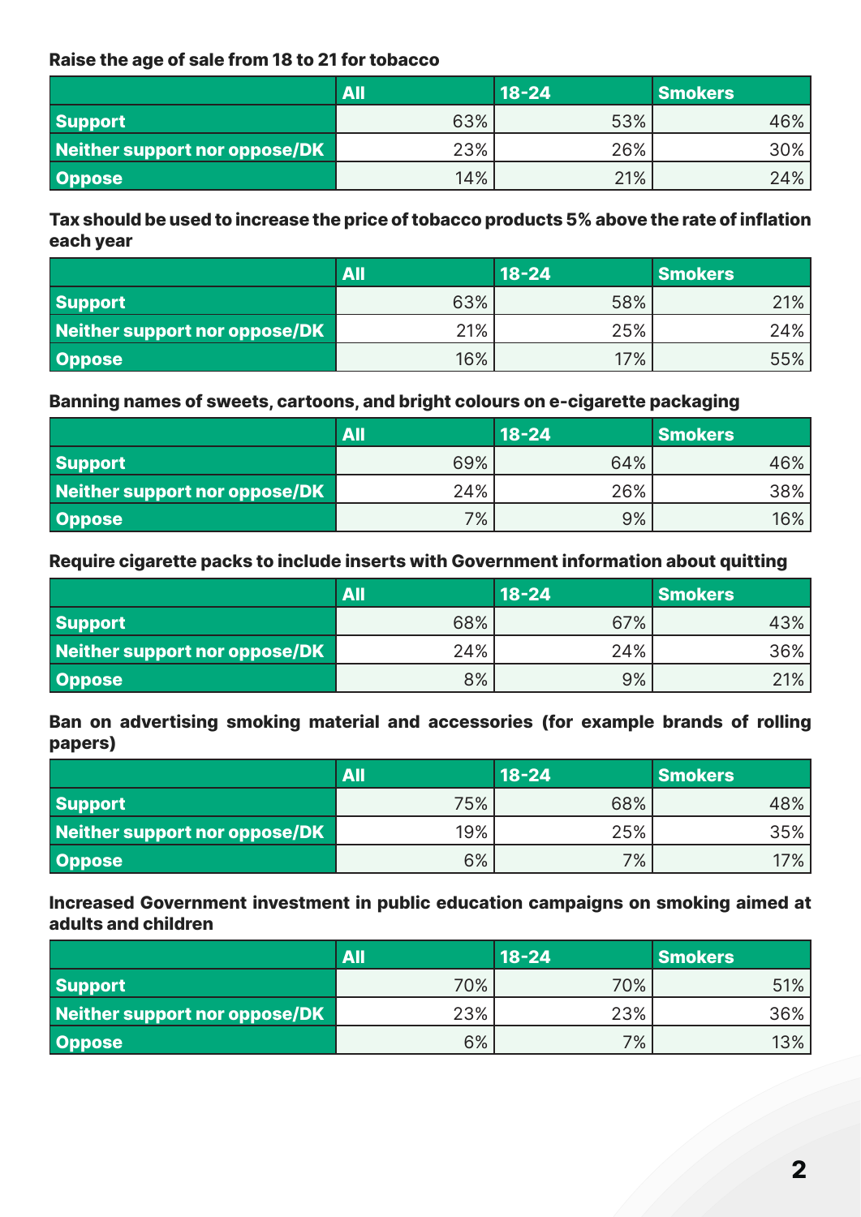**Raise the age of sale from 18 to 21 for tobacco**

| | All | 18-24 | Smokers |
|---|---|---|---|
| Support | 63% | 53% | 46% |
| Neither support nor oppose/DK | 23% | 26% | 30% |
| Oppose | 14% | 21% | 24% |

**Tax should be used to increase the price of tobacco products 5% above the rate of inflation each year**

| | All | 18-24 | Smokers |
|---|---|---|---|
| Support | 63% | 58% | 21% |
| Neither support nor oppose/DK | 21% | 25% | 24% |
| Oppose | 16% | 17% | 55% |

**Banning names of sweets, cartoons, and bright colours on e-cigarette packaging**

| | All | 18-24 | Smokers |
|---|---|---|---|
| Support | 69% | 64% | 46% |
| Neither support nor oppose/DK | 24% | 26% | 38% |
| Oppose | 7% | 9% | 16% |

**Require cigarette packs to include inserts with Government information about quitting**

| | All | 18-24 | Smokers |
|---|---|---|---|
| Support | 68% | 67% | 43% |
| Neither support nor oppose/DK | 24% | 24% | 36% |
| Oppose | 8% | 9% | 21% |

**Ban on advertising smoking material and accessories (for example brands of rolling papers)**

| | All | 18-24 | Smokers |
|---|---|---|---|
| Support | 75% | 68% | 48% |
| Neither support nor oppose/DK | 19% | 25% | 35% |
| Oppose | 6% | 7% | 17% |

**Increased Government investment in public education campaigns on smoking aimed at adults and children**

| | All | 18-24 | Smokers |
|---|---|---|---|
| Support | 70% | 70% | 51% |
| Neither support nor oppose/DK | 23% | 23% | 36% |
| Oppose | 6% | 7% | 13% |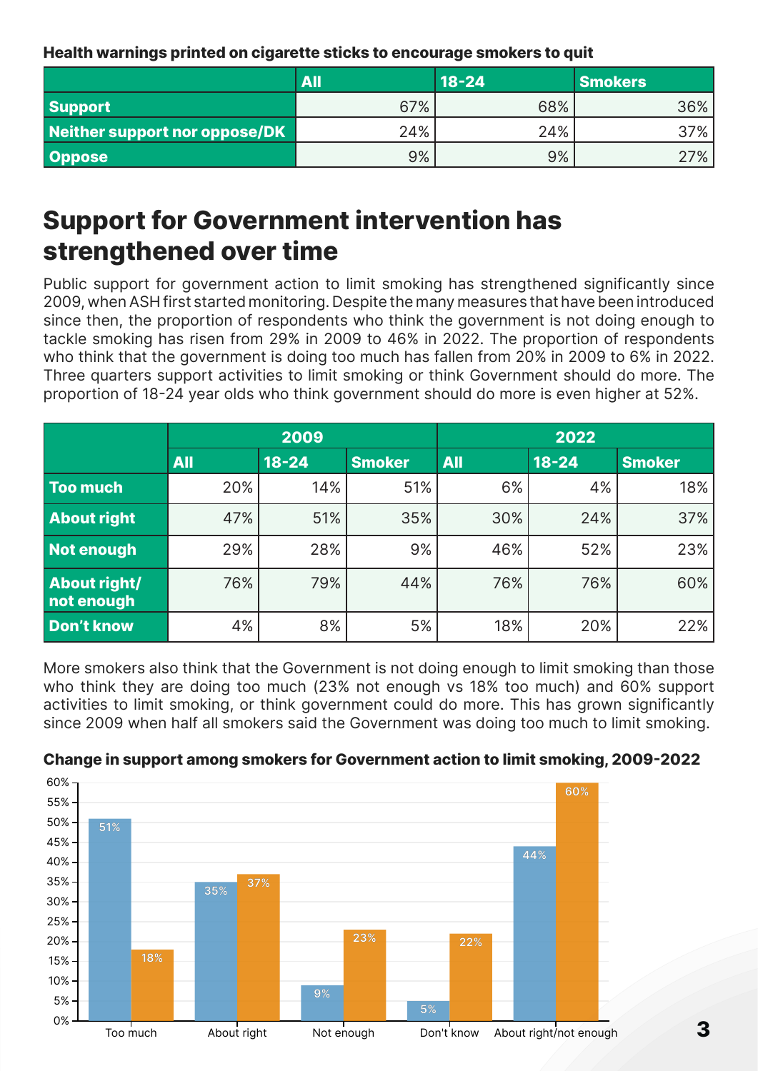**Health warnings printed on cigarette sticks to encourage smokers to quit**

| | All | 18-24 | Smokers |
|---|---|---|---|
| **Support** | 67% | 68% | 36% |
| **Neither support nor oppose/DK** | 24% | 24% | 37% |
| **Oppose** | 9% | 9% | 27% |

## Support for Government intervention has strengthened over time

Public support for government action to limit smoking has strengthened significantly since 2009, when ASH first started monitoring. Despite the many measures that have been introduced since then, the proportion of respondents who think the government is not doing enough to tackle smoking has risen from 29% in 2009 to 46% in 2022. The proportion of respondents who think that the government is doing too much has fallen from 20% in 2009 to 6% in 2022. Three quarters support activities to limit smoking or think Government should do more. The proportion of 18-24 year olds who think government should do more is even higher at 52%.

| | 2009 | | | 2022 | | |
|---|---|---|---|---|---|---|
| | All | 18-24 | Smoker | All | 18-24 | Smoker |
| **Too much** | 20% | 14% | 51% | 6% | 4% | 18% |
| **About right** | 47% | 51% | 35% | 30% | 24% | 37% |
| **Not enough** | 29% | 28% | 9% | 46% | 52% | 23% |
| **About right/ not enough** | 76% | 79% | 44% | 76% | 76% | 60% |
| **Don't know** | 4% | 8% | 5% | 18% | 20% | 22% |

More smokers also think that the Government is not doing enough to limit smoking than those who think they are doing too much (23% not enough vs 18% too much) and 60% support activities to limit smoking, or think government could do more. This has grown significantly since 2009 when half all smokers said the Government was doing too much to limit smoking.

**Change in support among smokers for Government action to limit smoking, 2009-2022**

| | 2009 | 2022 |
|---|---|---|
| Too much | 51% | 18% |
| About right | 35% | 37% |
| Not enough | 9% | 23% |
| Don't know | 5% | 22% |
| About right/not enough | 44% | 60% |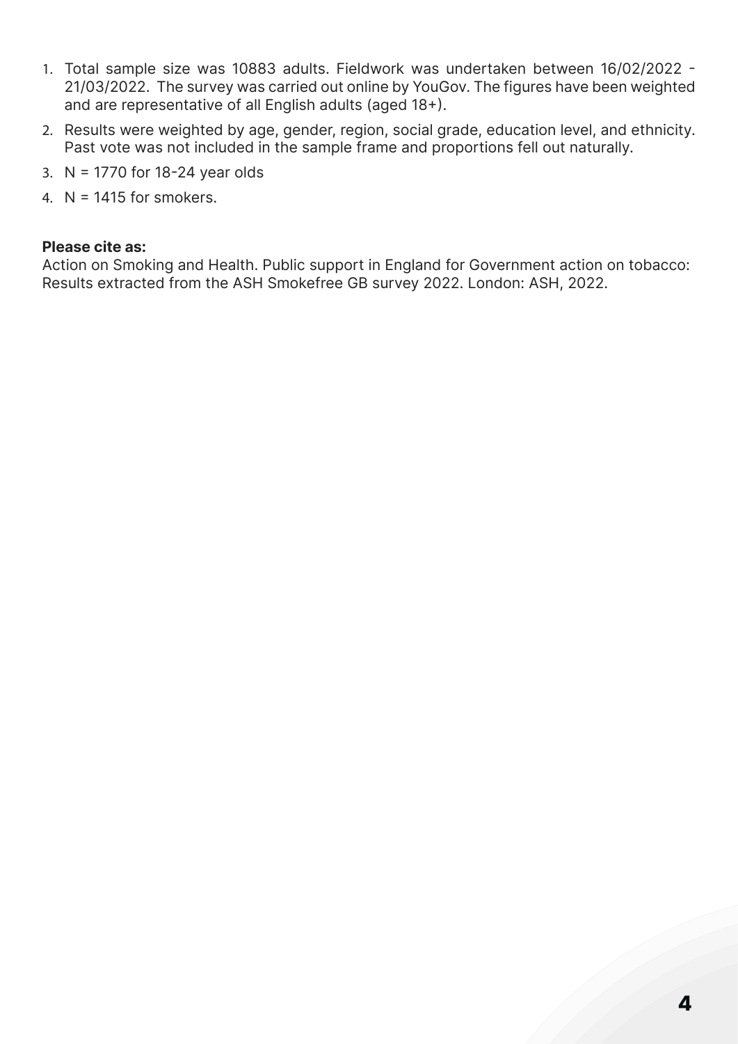1. Total sample size was 10883 adults. Fieldwork was undertaken between 16/02/2022 - 21/03/2022. The survey was carried out online by YouGov. The figures have been weighted and are representative of all English adults (aged 18+).
2. Results were weighted by age, gender, region, social grade, education level, and ethnicity. Past vote was not included in the sample frame and proportions fell out naturally.
3. N = 1770 for 18-24 year olds
4. N = 1415 for smokers.

**Please cite as:**
Action on Smoking and Health. Public support in England for Government action on tobacco: Results extracted from the ASH Smokefree GB survey 2022. London: ASH, 2022.